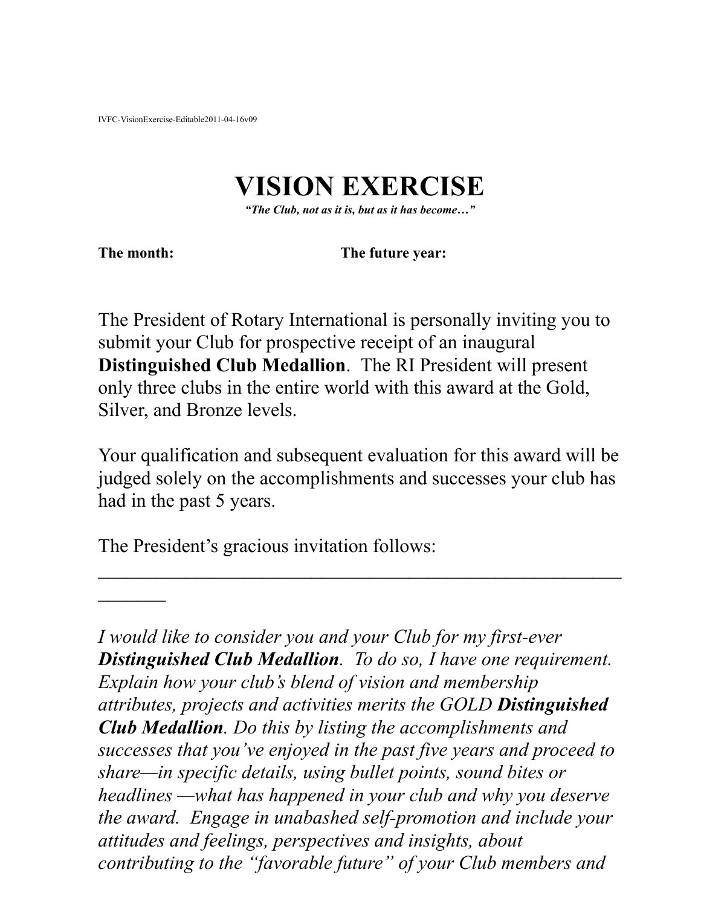IVFC-VisionExercise-Editable2011-04-16v09

# VISION EXERCISE

***"The Club, not as it is, but as it has become…"***

**The month:** **The future year:**

The President of Rotary International is personally inviting you to submit your Club for prospective receipt of an inaugural **Distinguished Club Medallion**. The RI President will present only three clubs in the entire world with this award at the Gold, Silver, and Bronze levels.

Your qualification and subsequent evaluation for this award will be judged solely on the accomplishments and successes your club has had in the past 5 years.

The President's gracious invitation follows:

---

*I would like to consider you and your Club for my first-ever **Distinguished Club Medallion**. To do so, I have one requirement. Explain how your club's blend of vision and membership attributes, projects and activities merits the GOLD **Distinguished Club Medallion**. Do this by listing the accomplishments and successes that you've enjoyed in the past five years and proceed to share—in specific details, using bullet points, sound bites or headlines —what has happened in your club and why you deserve the award. Engage in unabashed self-promotion and include your attitudes and feelings, perspectives and insights, about contributing to the "favorable future" of your Club members and*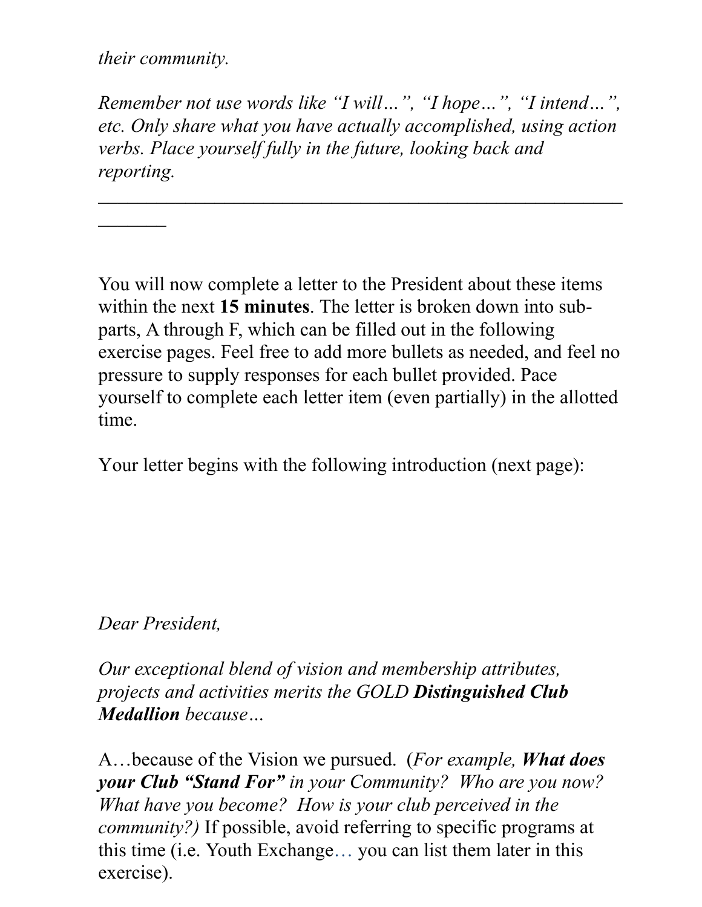*their community.*

*Remember not use words like "I will…", "I hope…", "I intend…", etc. Only share what you have actually accomplished, using action verbs. Place yourself fully in the future, looking back and reporting.*

---

You will now complete a letter to the President about these items within the next **15 minutes**. The letter is broken down into sub-parts, A through F, which can be filled out in the following exercise pages. Feel free to add more bullets as needed, and feel no pressure to supply responses for each bullet provided. Pace yourself to complete each letter item (even partially) in the allotted time.

Your letter begins with the following introduction (next page):

*Dear President,*

*Our exceptional blend of vision and membership attributes, projects and activities merits the GOLD* ***Distinguished Club Medallion*** *because…*

A…because of the Vision we pursued. (*For example,* ***What does your Club "Stand For"*** *in your Community? Who are you now? What have you become? How is your club perceived in the community?)* If possible, avoid referring to specific programs at this time (i.e. Youth Exchange… you can list them later in this exercise).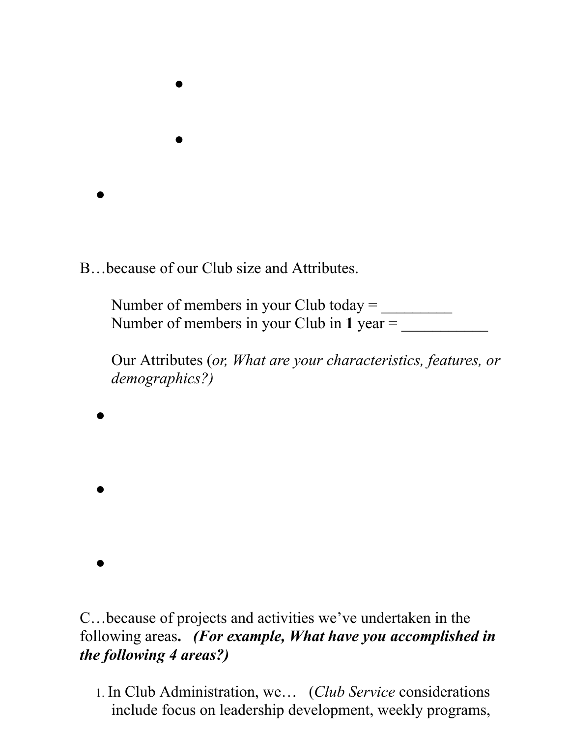- 
- 

- 

B…because of our Club size and Attributes.

Number of members in your Club today = _________
Number of members in your Club in **1** year = ___________

Our Attributes (*or, What are your characteristics, features, or demographics?)*

- 

- 

- 

C…because of projects and activities we've undertaken in the following areas**.** ***(For example, What have you accomplished in the following 4 areas?)***

1. In Club Administration, we… (*Club Service* considerations include focus on leadership development, weekly programs,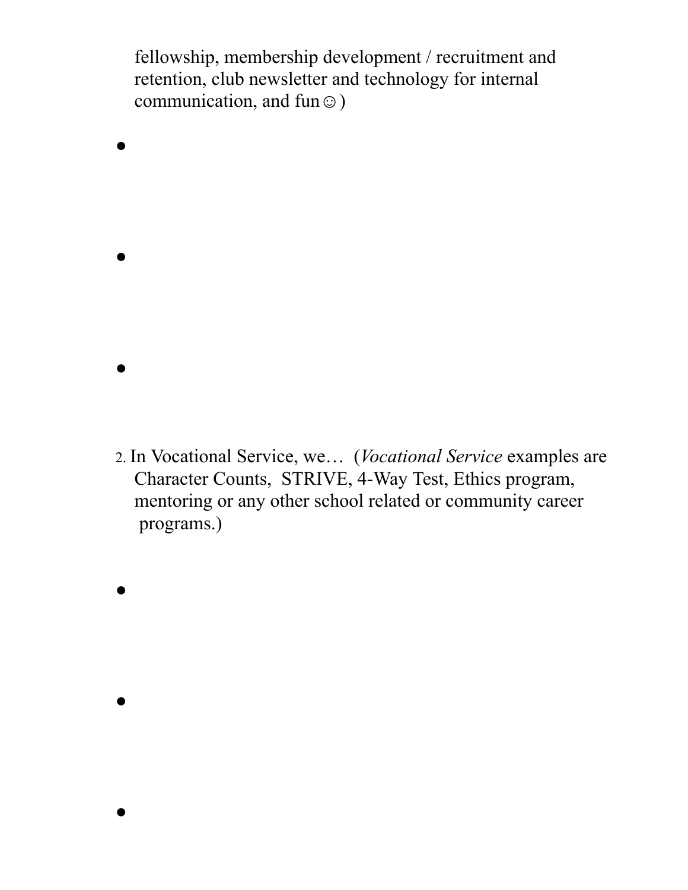fellowship, membership development / recruitment and retention, club newsletter and technology for internal communication, and fun☺)

- 
- 
- 

2. In Vocational Service, we… (*Vocational Service* examples are Character Counts, STRIVE, 4-Way Test, Ethics program, mentoring or any other school related or community career programs.)

- 
- 
-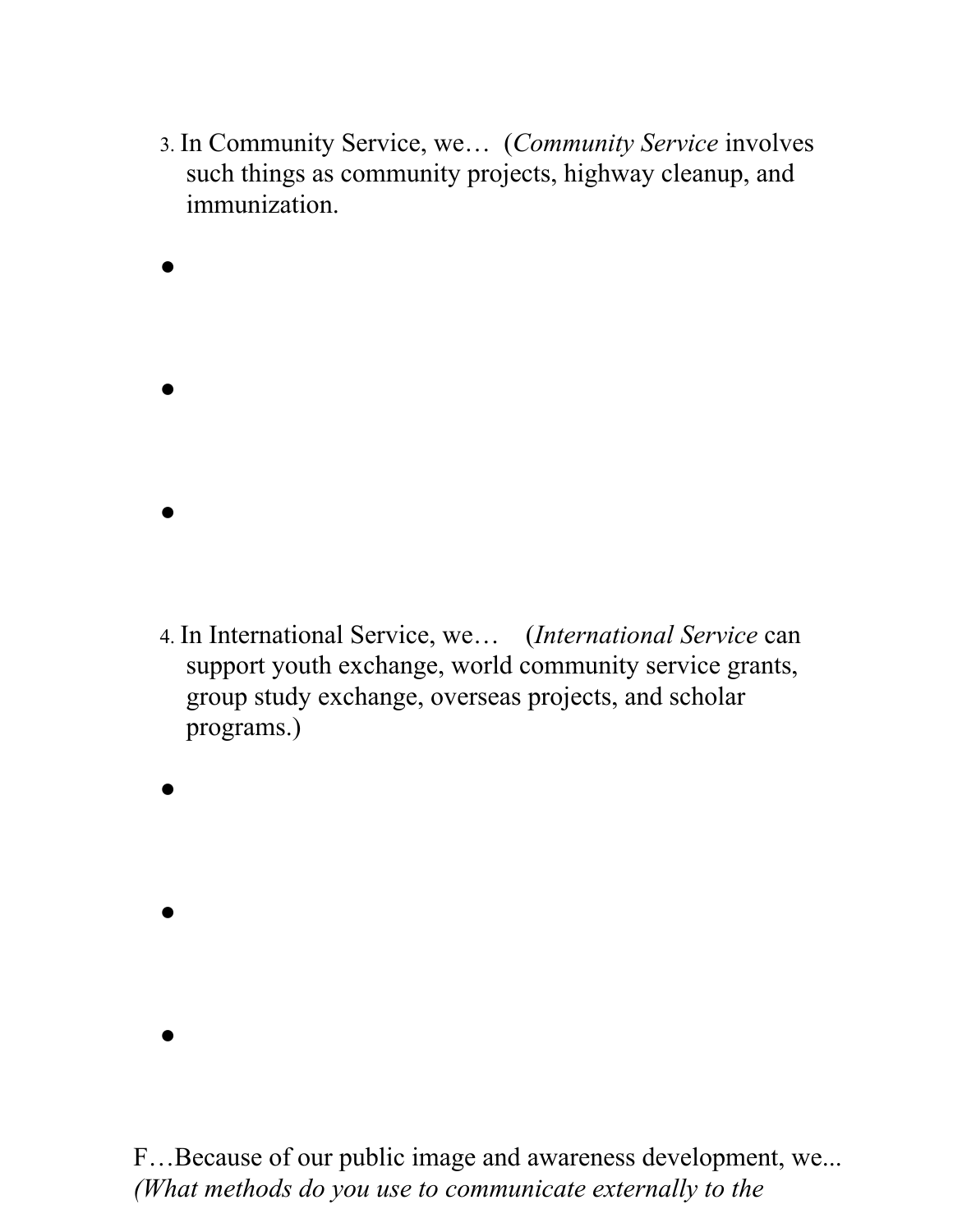3. In Community Service, we… (*Community Service* involves such things as community projects, highway cleanup, and immunization.

- 
- 
- 

4. In International Service, we… (*International Service* can support youth exchange, world community service grants, group study exchange, overseas projects, and scholar programs.)

- 
- 
- 

F…Because of our public image and awareness development, we... *(What methods do you use to communicate externally to the*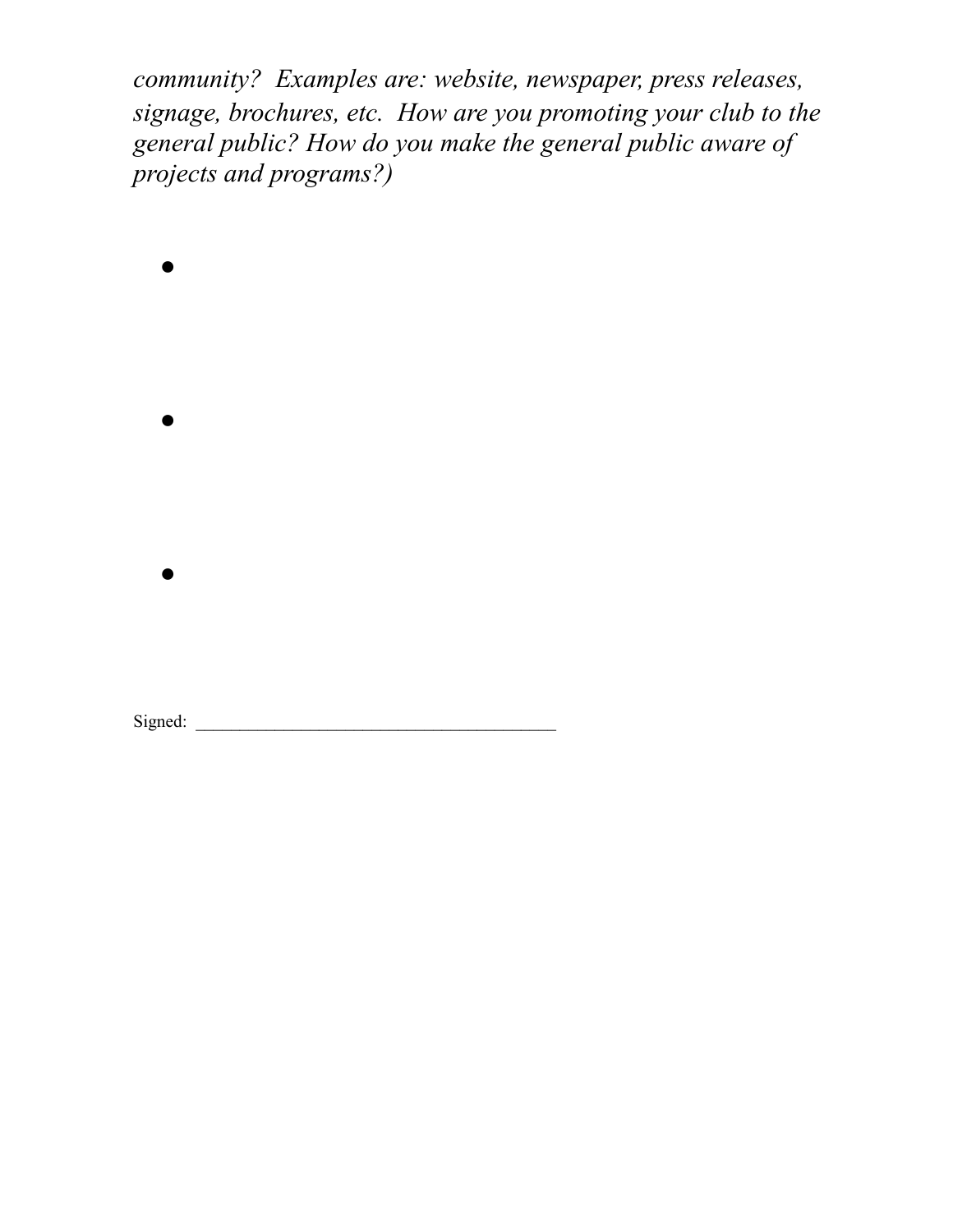*community? Examples are: website, newspaper, press releases, signage, brochures, etc. How are you promoting your club to the general public? How do you make the general public aware of projects and programs?)*

- 

- 

- 

Signed: ________________________________________